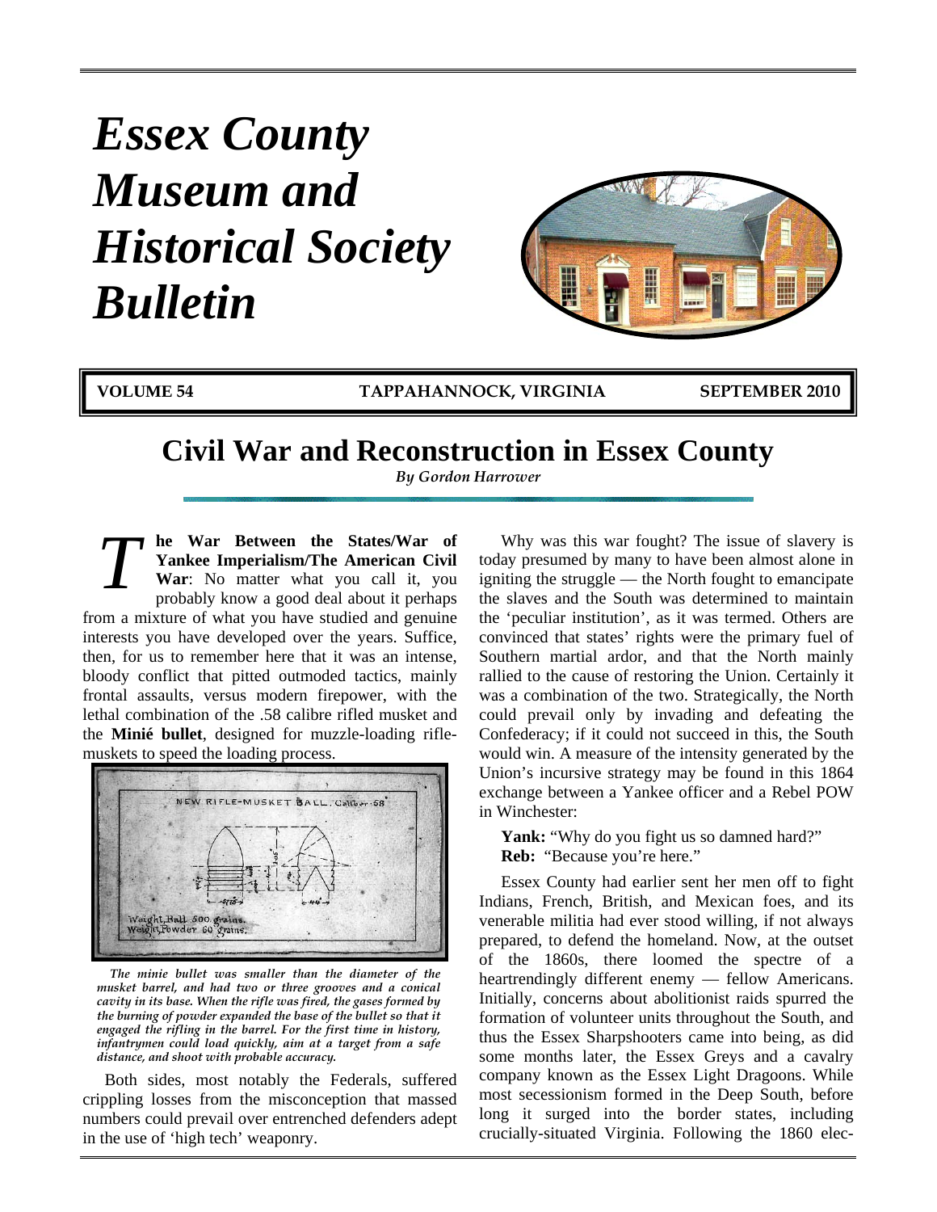# Essex County Museum and Historical Society Bulletin

**VOLUME 54** | **TAPPAHANNOCK, VIRGINIA** | **SEPTEMBER 2010**

## Civil War and Reconstruction in Essex County

*By Gordon Harrower*

**The War Between the States/War of Yankee Imperialism/The American Civil War**: No matter what you call it, you probably know a good deal about it perhaps from a mixture of what you have studied and genuine interests you have developed over the years. Suffice, then, for us to remember here that it was an intense, bloody conflict that pitted outmoded tactics, mainly frontal assaults, versus modern firepower, with the lethal combination of the .58 calibre rifled musket and the **Minié bullet**, designed for muzzle-loading rifle-muskets to speed the loading process.

*The minie bullet was smaller than the diameter of the musket barrel, and had two or three grooves and a conical cavity in its base. When the rifle was fired, the gases formed by the burning of powder expanded the base of the bullet so that it engaged the rifling in the barrel. For the first time in history, infantrymen could load quickly, aim at a target from a safe distance, and shoot with probable accuracy.*

Both sides, most notably the Federals, suffered crippling losses from the misconception that massed numbers could prevail over entrenched defenders adept in the use of 'high tech' weaponry.

Why was this war fought? The issue of slavery is today presumed by many to have been almost alone in igniting the struggle — the North fought to emancipate the slaves and the South was determined to maintain the 'peculiar institution', as it was termed. Others are convinced that states' rights were the primary fuel of Southern martial ardor, and that the North mainly rallied to the cause of restoring the Union. Certainly it was a combination of the two. Strategically, the North could prevail only by invading and defeating the Confederacy; if it could not succeed in this, the South would win. A measure of the intensity generated by the Union's incursive strategy may be found in this 1864 exchange between a Yankee officer and a Rebel POW in Winchester:

**Yank:** "Why do you fight us so damned hard?"
**Reb:** "Because you're here."

Essex County had earlier sent her men off to fight Indians, French, British, and Mexican foes, and its venerable militia had ever stood willing, if not always prepared, to defend the homeland. Now, at the outset of the 1860s, there loomed the spectre of a heartrendingly different enemy — fellow Americans. Initially, concerns about abolitionist raids spurred the formation of volunteer units throughout the South, and thus the Essex Sharpshooters came into being, as did some months later, the Essex Greys and a cavalry company known as the Essex Light Dragoons. While most secessionism formed in the Deep South, before long it surged into the border states, including crucially-situated Virginia. Following the 1860 elec-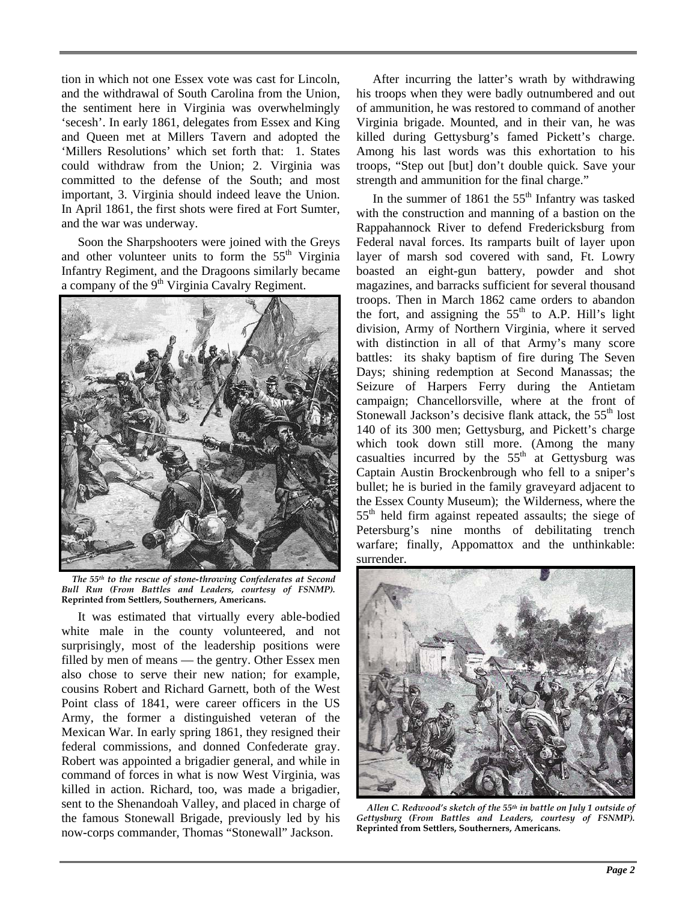tion in which not one Essex vote was cast for Lincoln, and the withdrawal of South Carolina from the Union, the sentiment here in Virginia was overwhelmingly 'secesh'. In early 1861, delegates from Essex and King and Queen met at Millers Tavern and adopted the 'Millers Resolutions' which set forth that: 1. States could withdraw from the Union; 2. Virginia was committed to the defense of the South; and most important, 3. Virginia should indeed leave the Union. In April 1861, the first shots were fired at Fort Sumter, and the war was underway.

Soon the Sharpshooters were joined with the Greys and other volunteer units to form the 55th Virginia Infantry Regiment, and the Dragoons similarly became a company of the 9th Virginia Cavalry Regiment.

*The 55th to the rescue of stone-throwing Confederates at Second Bull Run (From Battles and Leaders, courtesy of FSNMP).* **Reprinted from Settlers, Southerners, Americans.**

It was estimated that virtually every able-bodied white male in the county volunteered, and not surprisingly, most of the leadership positions were filled by men of means — the gentry. Other Essex men also chose to serve their new nation; for example, cousins Robert and Richard Garnett, both of the West Point class of 1841, were career officers in the US Army, the former a distinguished veteran of the Mexican War. In early spring 1861, they resigned their federal commissions, and donned Confederate gray. Robert was appointed a brigadier general, and while in command of forces in what is now West Virginia, was killed in action. Richard, too, was made a brigadier, sent to the Shenandoah Valley, and placed in charge of the famous Stonewall Brigade, previously led by his now-corps commander, Thomas "Stonewall" Jackson.

After incurring the latter's wrath by withdrawing his troops when they were badly outnumbered and out of ammunition, he was restored to command of another Virginia brigade. Mounted, and in their van, he was killed during Gettysburg's famed Pickett's charge. Among his last words was this exhortation to his troops, "Step out [but] don't double quick. Save your strength and ammunition for the final charge."

In the summer of 1861 the 55th Infantry was tasked with the construction and manning of a bastion on the Rappahannock River to defend Fredericksburg from Federal naval forces. Its ramparts built of layer upon layer of marsh sod covered with sand, Ft. Lowry boasted an eight-gun battery, powder and shot magazines, and barracks sufficient for several thousand troops. Then in March 1862 came orders to abandon the fort, and assigning the 55th to A.P. Hill's light division, Army of Northern Virginia, where it served with distinction in all of that Army's many score battles: its shaky baptism of fire during The Seven Days; shining redemption at Second Manassas; the Seizure of Harpers Ferry during the Antietam campaign; Chancellorsville, where at the front of Stonewall Jackson's decisive flank attack, the 55th lost 140 of its 300 men; Gettysburg, and Pickett's charge which took down still more. (Among the many casualties incurred by the 55th at Gettysburg was Captain Austin Brockenbrough who fell to a sniper's bullet; he is buried in the family graveyard adjacent to the Essex County Museum); the Wilderness, where the 55th held firm against repeated assaults; the siege of Petersburg's nine months of debilitating trench warfare; finally, Appomattox and the unthinkable: surrender.

*Allen C. Redwood's sketch of the 55th in battle on July 1 outside of Gettysburg (From Battles and Leaders, courtesy of FSNMP).* **Reprinted from Settlers, Southerners, Americans.**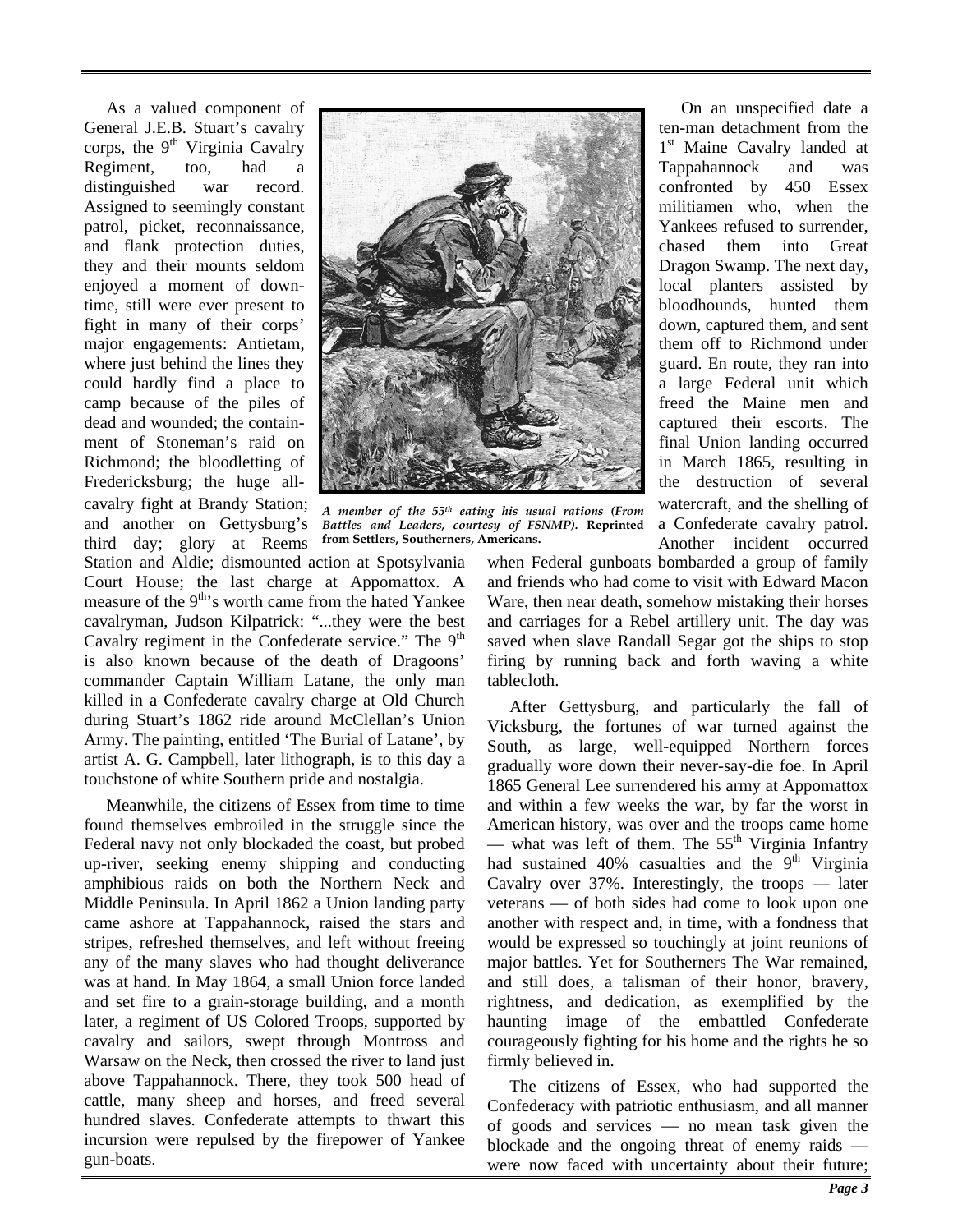As a valued component of General J.E.B. Stuart's cavalry corps, the 9th Virginia Cavalry Regiment, too, had a distinguished war record. Assigned to seemingly constant patrol, picket, reconnaissance, and flank protection duties, they and their mounts seldom enjoyed a moment of down-time, still were ever present to fight in many of their corps' major engagements: Antietam, where just behind the lines they could hardly find a place to camp because of the piles of dead and wounded; the containment of Stoneman's raid on Richmond; the bloodletting of Fredericksburg; the huge all-cavalry fight at Brandy Station; and another on Gettysburg's third day; glory at Reems Station and Aldie; dismounted action at Spotsylvania Court House; the last charge at Appomattox. A measure of the 9th's worth came from the hated Yankee cavalryman, Judson Kilpatrick: "...they were the best Cavalry regiment in the Confederate service." The 9th is also known because of the death of Dragoons' commander Captain William Latane, the only man killed in a Confederate cavalry charge at Old Church during Stuart's 1862 ride around McClellan's Union Army. The painting, entitled 'The Burial of Latane', by artist A. G. Campbell, later lithograph, is to this day a touchstone of white Southern pride and nostalgia.

*A member of the 55th eating his usual rations (From Battles and Leaders, courtesy of FSNMP).* **Reprinted from Settlers, Southerners, Americans.**

Meanwhile, the citizens of Essex from time to time found themselves embroiled in the struggle since the Federal navy not only blockaded the coast, but probed up-river, seeking enemy shipping and conducting amphibious raids on both the Northern Neck and Middle Peninsula. In April 1862 a Union landing party came ashore at Tappahannock, raised the stars and stripes, refreshed themselves, and left without freeing any of the many slaves who had thought deliverance was at hand. In May 1864, a small Union force landed and set fire to a grain-storage building, and a month later, a regiment of US Colored Troops, supported by cavalry and sailors, swept through Montross and Warsaw on the Neck, then crossed the river to land just above Tappahannock. There, they took 500 head of cattle, many sheep and horses, and freed several hundred slaves. Confederate attempts to thwart this incursion were repulsed by the firepower of Yankee gun-boats.

On an unspecified date a ten-man detachment from the 1st Maine Cavalry landed at Tappahannock and was confronted by 450 Essex militiamen who, when the Yankees refused to surrender, chased them into Great Dragon Swamp. The next day, local planters assisted by bloodhounds, hunted them down, captured them, and sent them off to Richmond under guard. En route, they ran into a large Federal unit which freed the Maine men and captured their escorts. The final Union landing occurred in March 1865, resulting in the destruction of several watercraft, and the shelling of a Confederate cavalry patrol. Another incident occurred when Federal gunboats bombarded a group of family and friends who had come to visit with Edward Macon Ware, then near death, somehow mistaking their horses and carriages for a Rebel artillery unit. The day was saved when slave Randall Segar got the ships to stop firing by running back and forth waving a white tablecloth.

After Gettysburg, and particularly the fall of Vicksburg, the fortunes of war turned against the South, as large, well-equipped Northern forces gradually wore down their never-say-die foe. In April 1865 General Lee surrendered his army at Appomattox and within a few weeks the war, by far the worst in American history, was over and the troops came home — what was left of them. The 55th Virginia Infantry had sustained 40% casualties and the 9th Virginia Cavalry over 37%. Interestingly, the troops — later veterans — of both sides had come to look upon one another with respect and, in time, with a fondness that would be expressed so touchingly at joint reunions of major battles. Yet for Southerners The War remained, and still does, a talisman of their honor, bravery, rightness, and dedication, as exemplified by the haunting image of the embattled Confederate courageously fighting for his home and the rights he so firmly believed in.

The citizens of Essex, who had supported the Confederacy with patriotic enthusiasm, and all manner of goods and services — no mean task given the blockade and the ongoing threat of enemy raids — were now faced with uncertainty about their future;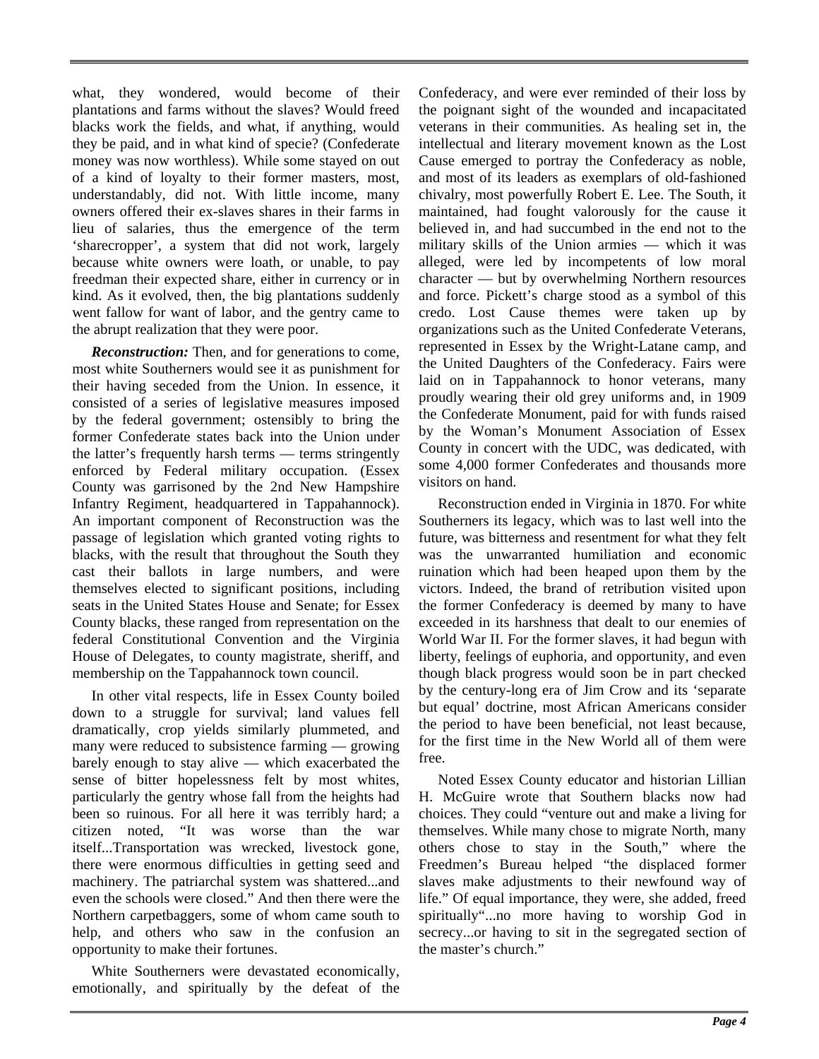what, they wondered, would become of their plantations and farms without the slaves? Would freed blacks work the fields, and what, if anything, would they be paid, and in what kind of specie? (Confederate money was now worthless). While some stayed on out of a kind of loyalty to their former masters, most, understandably, did not. With little income, many owners offered their ex-slaves shares in their farms in lieu of salaries, thus the emergence of the term 'sharecropper', a system that did not work, largely because white owners were loath, or unable, to pay freedman their expected share, either in currency or in kind. As it evolved, then, the big plantations suddenly went fallow for want of labor, and the gentry came to the abrupt realization that they were poor.

***Reconstruction:*** Then, and for generations to come, most white Southerners would see it as punishment for their having seceded from the Union. In essence, it consisted of a series of legislative measures imposed by the federal government; ostensibly to bring the former Confederate states back into the Union under the latter's frequently harsh terms — terms stringently enforced by Federal military occupation. (Essex County was garrisoned by the 2nd New Hampshire Infantry Regiment, headquartered in Tappahannock). An important component of Reconstruction was the passage of legislation which granted voting rights to blacks, with the result that throughout the South they cast their ballots in large numbers, and were themselves elected to significant positions, including seats in the United States House and Senate; for Essex County blacks, these ranged from representation on the federal Constitutional Convention and the Virginia House of Delegates, to county magistrate, sheriff, and membership on the Tappahannock town council.

In other vital respects, life in Essex County boiled down to a struggle for survival; land values fell dramatically, crop yields similarly plummeted, and many were reduced to subsistence farming — growing barely enough to stay alive — which exacerbated the sense of bitter hopelessness felt by most whites, particularly the gentry whose fall from the heights had been so ruinous. For all here it was terribly hard; a citizen noted, "It was worse than the war itself...Transportation was wrecked, livestock gone, there were enormous difficulties in getting seed and machinery. The patriarchal system was shattered...and even the schools were closed." And then there were the Northern carpetbaggers, some of whom came south to help, and others who saw in the confusion an opportunity to make their fortunes.

White Southerners were devastated economically, emotionally, and spiritually by the defeat of the Confederacy, and were ever reminded of their loss by the poignant sight of the wounded and incapacitated veterans in their communities. As healing set in, the intellectual and literary movement known as the Lost Cause emerged to portray the Confederacy as noble, and most of its leaders as exemplars of old-fashioned chivalry, most powerfully Robert E. Lee. The South, it maintained, had fought valorously for the cause it believed in, and had succumbed in the end not to the military skills of the Union armies — which it was alleged, were led by incompetents of low moral character — but by overwhelming Northern resources and force. Pickett's charge stood as a symbol of this credo. Lost Cause themes were taken up by organizations such as the United Confederate Veterans, represented in Essex by the Wright-Latane camp, and the United Daughters of the Confederacy. Fairs were laid on in Tappahannock to honor veterans, many proudly wearing their old grey uniforms and, in 1909 the Confederate Monument, paid for with funds raised by the Woman's Monument Association of Essex County in concert with the UDC, was dedicated, with some 4,000 former Confederates and thousands more visitors on hand.

Reconstruction ended in Virginia in 1870. For white Southerners its legacy, which was to last well into the future, was bitterness and resentment for what they felt was the unwarranted humiliation and economic ruination which had been heaped upon them by the victors. Indeed, the brand of retribution visited upon the former Confederacy is deemed by many to have exceeded in its harshness that dealt to our enemies of World War II. For the former slaves, it had begun with liberty, feelings of euphoria, and opportunity, and even though black progress would soon be in part checked by the century-long era of Jim Crow and its 'separate but equal' doctrine, most African Americans consider the period to have been beneficial, not least because, for the first time in the New World all of them were free.

Noted Essex County educator and historian Lillian H. McGuire wrote that Southern blacks now had choices. They could "venture out and make a living for themselves. While many chose to migrate North, many others chose to stay in the South," where the Freedmen's Bureau helped "the displaced former slaves make adjustments to their newfound way of life." Of equal importance, they were, she added, freed spiritually"...no more having to worship God in secrecy...or having to sit in the segregated section of the master's church."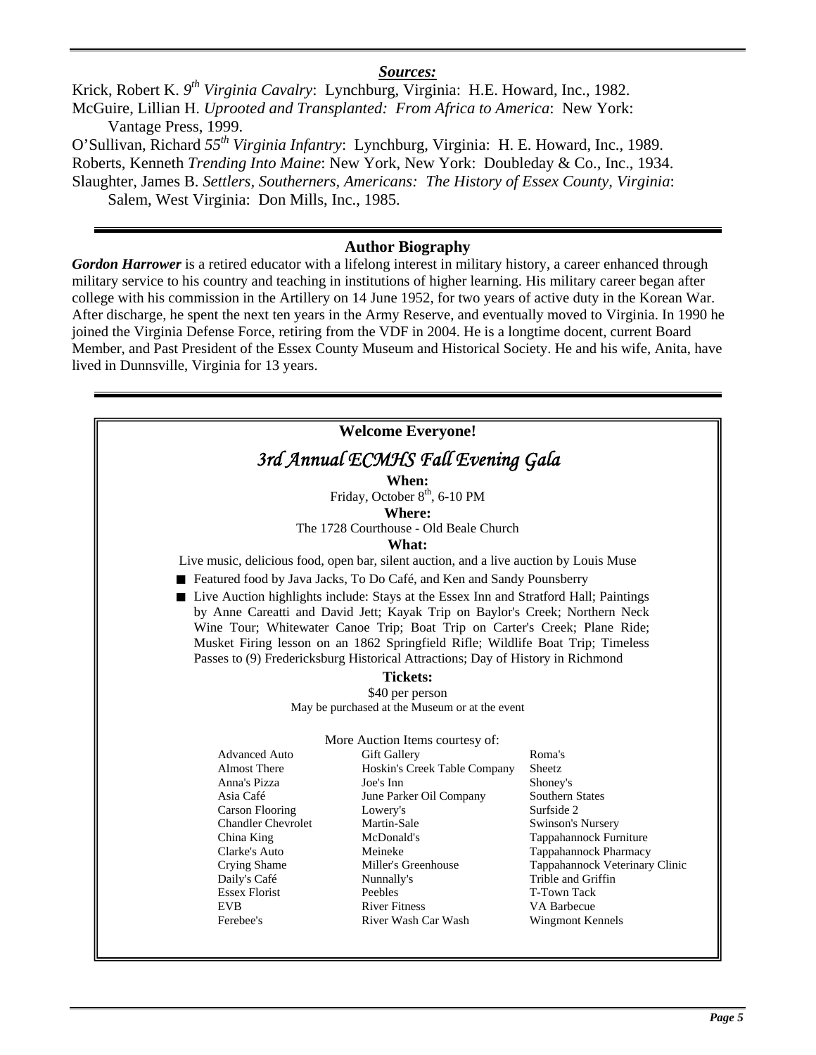### *Sources:*

Krick, Robert K. *9th Virginia Cavalry*: Lynchburg, Virginia: H.E. Howard, Inc., 1982.

McGuire, Lillian H. *Uprooted and Transplanted: From Africa to America*: New York: Vantage Press, 1999.

O'Sullivan, Richard *55th Virginia Infantry*: Lynchburg, Virginia: H. E. Howard, Inc., 1989.

Roberts, Kenneth *Trending Into Maine*: New York, New York: Doubleday & Co., Inc., 1934.

Slaughter, James B. *Settlers, Southerners, Americans: The History of Essex County, Virginia*: Salem, West Virginia: Don Mills, Inc., 1985.

---

### Author Biography

***Gordon Harrower*** is a retired educator with a lifelong interest in military history, a career enhanced through military service to his country and teaching in institutions of higher learning. His military career began after college with his commission in the Artillery on 14 June 1952, for two years of active duty in the Korean War. After discharge, he spent the next ten years in the Army Reserve, and eventually moved to Virginia. In 1990 he joined the Virginia Defense Force, retiring from the VDF in 2004. He is a longtime docent, current Board Member, and Past President of the Essex County Museum and Historical Society. He and his wife, Anita, have lived in Dunnsville, Virginia for 13 years.

---

**Welcome Everyone!**

## *3rd Annual ECMHS Fall Evening Gala*

**When:**

Friday, October 8th, 6-10 PM

**Where:**

The 1728 Courthouse - Old Beale Church

**What:**

Live music, delicious food, open bar, silent auction, and a live auction by Louis Muse

- Featured food by Java Jacks, To Do Café, and Ken and Sandy Pounsberry
- Live Auction highlights include: Stays at the Essex Inn and Stratford Hall; Paintings by Anne Careatti and David Jett; Kayak Trip on Baylor's Creek; Northern Neck Wine Tour; Whitewater Canoe Trip; Boat Trip on Carter's Creek; Plane Ride; Musket Firing lesson on an 1862 Springfield Rifle; Wildlife Boat Trip; Timeless Passes to (9) Fredericksburg Historical Attractions; Day of History in Richmond

**Tickets:**

$40 per person

May be purchased at the Museum or at the event

More Auction Items courtesy of:

| | | |
|---|---|---|
| Advanced Auto | Gift Gallery | Roma's |
| Almost There | Hoskin's Creek Table Company | Sheetz |
| Anna's Pizza | Joe's Inn | Shoney's |
| Asia Café | June Parker Oil Company | Southern States |
| Carson Flooring | Lowery's | Surfside 2 |
| Chandler Chevrolet | Martin-Sale | Swinson's Nursery |
| China King | McDonald's | Tappahannock Furniture |
| Clarke's Auto | Meineke | Tappahannock Pharmacy |
| Crying Shame | Miller's Greenhouse | Tappahannock Veterinary Clinic |
| Daily's Café | Nunnally's | Trible and Griffin |
| Essex Florist | Peebles | T-Town Tack |
| EVB | River Fitness | VA Barbecue |
| Ferebee's | River Wash Car Wash | Wingmont Kennels |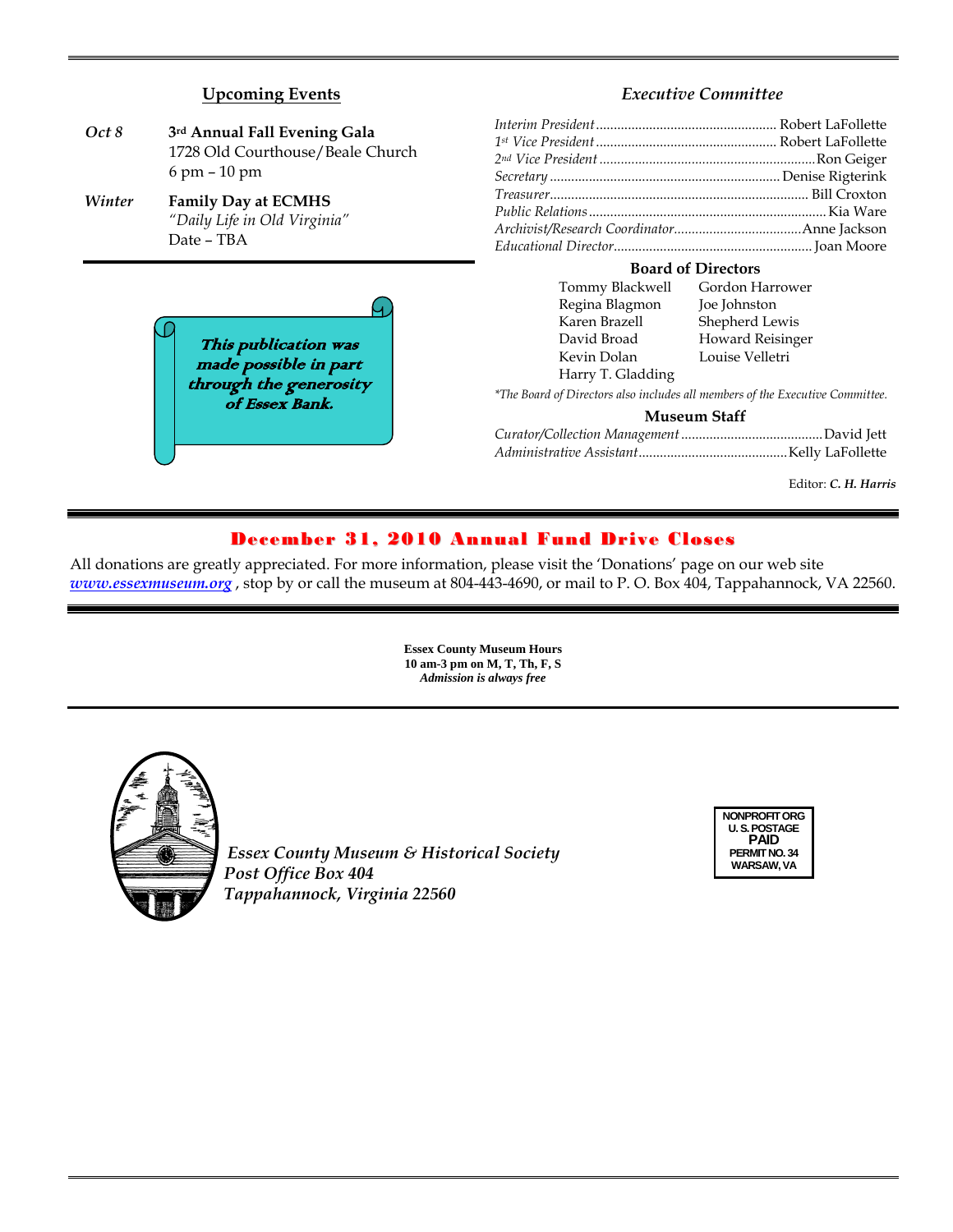## Upcoming Events

*Oct 8* — **3rd Annual Fall Evening Gala**
1728 Old Courthouse/Beale Church
6 pm – 10 pm

*Winter* — **Family Day at ECMHS**
*"Daily Life in Old Virginia"*
Date – TBA

***This publication was made possible in part through the generosity of Essex Bank.***

## *Executive Committee*

*Interim President* .......... Robert LaFollette
*1st Vice President* .......... Robert LaFollette
*2nd Vice President* .......... Ron Geiger
*Secretary* .......... Denise Rigterink
*Treasurer* .......... Bill Croxton
*Public Relations* .......... Kia Ware
*Archivist/Research Coordinator* .......... Anne Jackson
*Educational Director* .......... Joan Moore

### Board of Directors

Tommy Blackwell
Regina Blagmon
Karen Brazell
David Broad
Kevin Dolan
Harry T. Gladding
Gordon Harrower
Joe Johnston
Shepherd Lewis
Howard Reisinger
Louise Velletri

*\*The Board of Directors also includes all members of the Executive Committee.*

### Museum Staff

*Curator/Collection Management* .......... David Jett
*Administrative Assistant* .......... Kelly LaFollette

Editor: ***C. H. Harris***

## December 31, 2010 Annual Fund Drive Closes

All donations are greatly appreciated. For more information, please visit the 'Donations' page on our web site ***www.essexmuseum.org*** , stop by or call the museum at 804-443-4690, or mail to P. O. Box 404, Tappahannock, VA 22560.

**Essex County Museum Hours**
**10 am-3 pm on M, T, Th, F, S**
***Admission is always free***

*Essex County Museum & Historical Society*
*Post Office Box 404*
*Tappahannock, Virginia 22560*

NONPROFIT ORG
U. S. POSTAGE
PAID
PERMIT NO. 34
WARSAW, VA